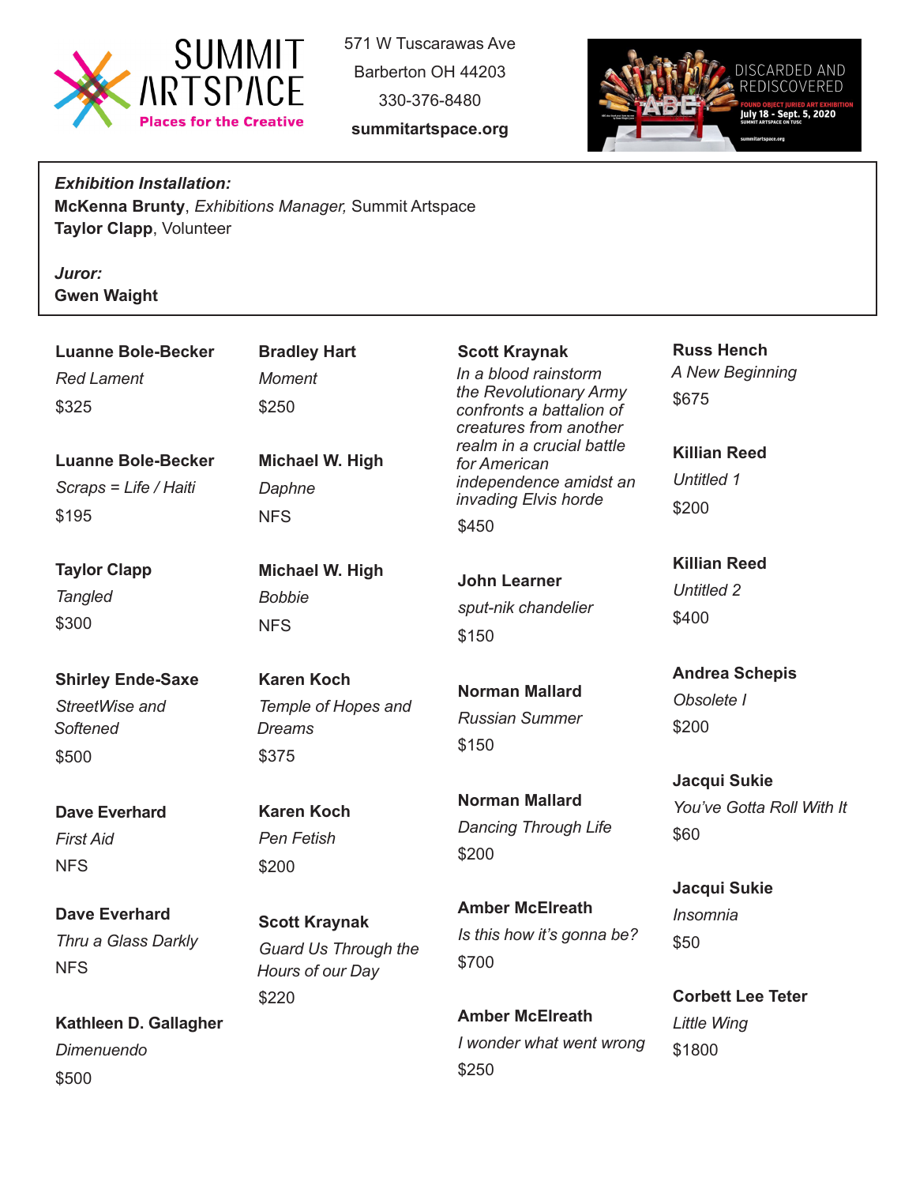SUMMIT ARTSPACE
Places for the Creative

571 W Tuscarawas Ave
Barberton OH 44203
330-376-8480
**summitartspace.org**

DISCARDED AND REDISCOVERED
FOUND OBJECT JURIED ART EXHIBITION
July 18 - Sept. 5, 2020
SUMMIT ARTSPACE ON TUSC

***Exhibition Installation:***
**McKenna Brunty**, *Exhibitions Manager,* Summit Artspace
**Taylor Clapp**, Volunteer

***Juror:***
**Gwen Waight**

**Luanne Bole-Becker**
*Red Lament*
$325

**Luanne Bole-Becker**
*Scraps = Life / Haiti*
$195

**Taylor Clapp**
*Tangled*
$300

**Shirley Ende-Saxe**
*StreetWise and Softened*
$500

**Dave Everhard**
*First Aid*
NFS

**Dave Everhard**
*Thru a Glass Darkly*
NFS

**Kathleen D. Gallagher**
*Dimenuendo*
$500

**Bradley Hart**
*Moment*
$250

**Michael W. High**
*Daphne*
NFS

**Michael W. High**
*Bobbie*
NFS

**Karen Koch**
*Temple of Hopes and Dreams*
$375

**Karen Koch**
*Pen Fetish*
$200

**Scott Kraynak**
*Guard Us Through the Hours of our Day*
$220

**Scott Kraynak**
*In a blood rainstorm the Revolutionary Army confronts a battalion of creatures from another realm in a crucial battle for American independence amidst an invading Elvis horde*
$450

**John Learner**
*sput-nik chandelier*
$150

**Norman Mallard**
*Russian Summer*
$150

**Norman Mallard**
*Dancing Through Life*
$200

**Amber McElreath**
*Is this how it's gonna be?*
$700

**Amber McElreath**
*I wonder what went wrong*
$250

**Russ Hench**
*A New Beginning*
$675

**Killian Reed**
*Untitled 1*
$200

**Killian Reed**
*Untitled 2*
$400

**Andrea Schepis**
*Obsolete I*
$200

**Jacqui Sukie**
*You've Gotta Roll With It*
$60

**Jacqui Sukie**
*Insomnia*
$50

**Corbett Lee Teter**
*Little Wing*
$1800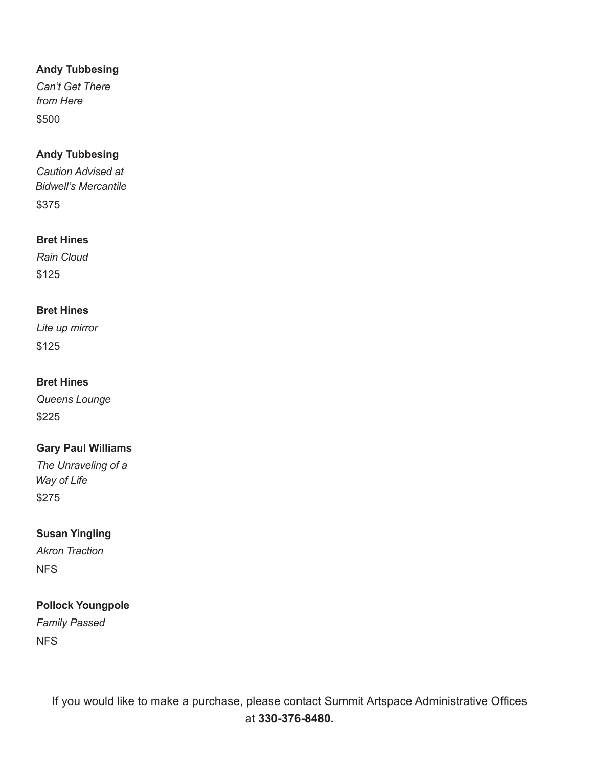**Andy Tubbesing**

*Can't Get There from Here*

$500

**Andy Tubbesing**

*Caution Advised at Bidwell's Mercantile*

$375

**Bret Hines**

*Rain Cloud*

$125

**Bret Hines**

*Lite up mirror*

$125

**Bret Hines**

*Queens Lounge*

$225

**Gary Paul Williams**

*The Unraveling of a Way of Life*

$275

**Susan Yingling**

*Akron Traction*

NFS

**Pollock Youngpole**

*Family Passed*

NFS

If you would like to make a purchase, please contact Summit Artspace Administrative Offices at **330-376-8480.**